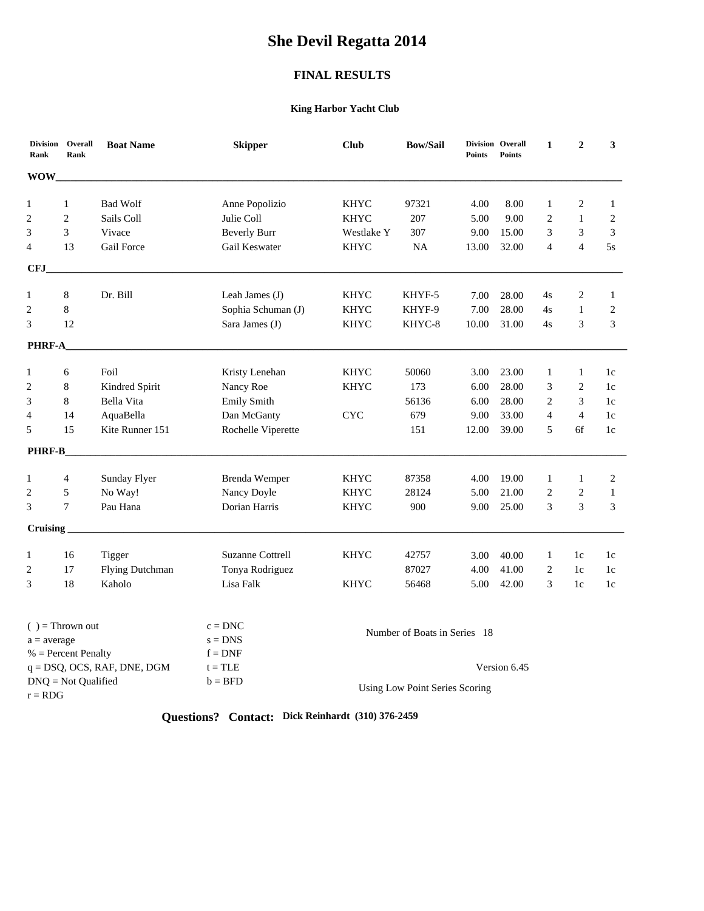# She Devil Regatta 2014

## FINAL RESULTS

### King Harbor Yacht Club

| Division Rank | Overall Rank | Boat Name | Skipper | Club | Bow/Sail | Division Points | Overall Points | 1 | 2 | 3 |
|---|---|---|---|---|---|---|---|---|---|---|
| **WOW** | | | | | | | | | | |
| 1 | 1 | Bad Wolf | Anne Popolizio | KHYC | 97321 | 4.00 | 8.00 | 1 | 2 | 1 |
| 2 | 2 | Sails Coll | Julie Coll | KHYC | 207 | 5.00 | 9.00 | 2 | 1 | 2 |
| 3 | 3 | Vivace | Beverly Burr | Westlake Y | 307 | 9.00 | 15.00 | 3 | 3 | 3 |
| 4 | 13 | Gail Force | Gail Keswater | KHYC | NA | 13.00 | 32.00 | 4 | 4 | 5s |
| **CFJ** | | | | | | | | | | |
| 1 | 8 | Dr. Bill | Leah James (J) | KHYC | KHYF-5 | 7.00 | 28.00 | 4s | 2 | 1 |
| 2 | 8 | | Sophia Schuman (J) | KHYC | KHYF-9 | 7.00 | 28.00 | 4s | 1 | 2 |
| 3 | 12 | | Sara James (J) | KHYC | KHYC-8 | 10.00 | 31.00 | 4s | 3 | 3 |
| **PHRF-A** | | | | | | | | | | |
| 1 | 6 | Foil | Kristy Lenehan | KHYC | 50060 | 3.00 | 23.00 | 1 | 1 | 1c |
| 2 | 8 | Kindred Spirit | Nancy Roe | KHYC | 173 | 6.00 | 28.00 | 3 | 2 | 1c |
| 3 | 8 | Bella Vita | Emily Smith | | 56136 | 6.00 | 28.00 | 2 | 3 | 1c |
| 4 | 14 | AquaBella | Dan McGanty | CYC | 679 | 9.00 | 33.00 | 4 | 4 | 1c |
| 5 | 15 | Kite Runner 151 | Rochelle Viperette | | 151 | 12.00 | 39.00 | 5 | 6f | 1c |
| **PHRF-B** | | | | | | | | | | |
| 1 | 4 | Sunday Flyer | Brenda Wemper | KHYC | 87358 | 4.00 | 19.00 | 1 | 1 | 2 |
| 2 | 5 | No Way! | Nancy Doyle | KHYC | 28124 | 5.00 | 21.00 | 2 | 2 | 1 |
| 3 | 7 | Pau Hana | Dorian Harris | KHYC | 900 | 9.00 | 25.00 | 3 | 3 | 3 |
| **Cruising** | | | | | | | | | | |
| 1 | 16 | Tigger | Suzanne Cottrell | KHYC | 42757 | 3.00 | 40.00 | 1 | 1c | 1c |
| 2 | 17 | Flying Dutchman | Tonya Rodriguez | | 87027 | 4.00 | 41.00 | 2 | 1c | 1c |
| 3 | 18 | Kaholo | Lisa Falk | KHYC | 56468 | 5.00 | 42.00 | 3 | 1c | 1c |

( ) = Thrown out
a = average
% = Percent Penalty
q = DSQ, OCS, RAF, DNE, DGM
DNQ = Not Qualified
r = RDG

c = DNC
s = DNS
f = DNF
t = TLE
b = BFD

Number of Boats in Series 18

Version 6.45

Using Low Point Series Scoring

**Questions? Contact: Dick Reinhardt (310) 376-2459**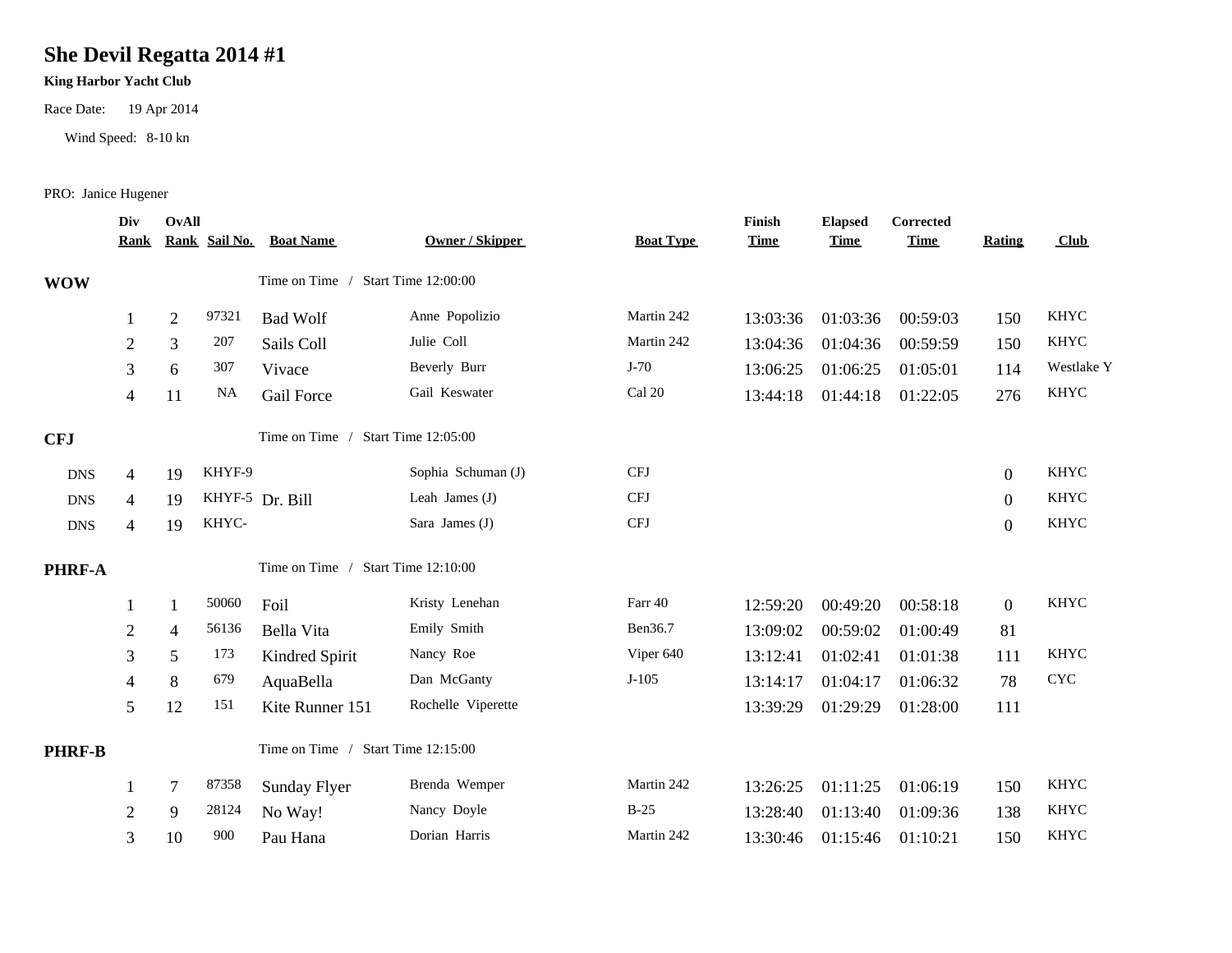# She Devil Regatta 2014 #1

**King Harbor Yacht Club**

Race Date: 19 Apr 2014

Wind Speed: 8-10 kn

PRO: Janice Hugener

| | Div Rank | OvAll Rank | Sail No. | Boat Name | Owner / Skipper | Boat Type | Finish Time | Elapsed Time | Corrected Time | Rating | Club |
|---|---|---|---|---|---|---|---|---|---|---|---|
| **WOW** | | | Time on Time / Start Time 12:00:00 | | | | | | | | |
| | 1 | 2 | 97321 | Bad Wolf | Anne Popolizio | Martin 242 | 13:03:36 | 01:03:36 | 00:59:03 | 150 | KHYC |
| | 2 | 3 | 207 | Sails Coll | Julie Coll | Martin 242 | 13:04:36 | 01:04:36 | 00:59:59 | 150 | KHYC |
| | 3 | 6 | 307 | Vivace | Beverly Burr | J-70 | 13:06:25 | 01:06:25 | 01:05:01 | 114 | Westlake Y |
| | 4 | 11 | NA | Gail Force | Gail Keswater | Cal 20 | 13:44:18 | 01:44:18 | 01:22:05 | 276 | KHYC |
| **CFJ** | | | Time on Time / Start Time 12:05:00 | | | | | | | | |
| DNS | 4 | 19 | KHYF-9 | | Sophia Schuman (J) | CFJ | | | | 0 | KHYC |
| DNS | 4 | 19 | KHYF-5 | Dr. Bill | Leah James (J) | CFJ | | | | 0 | KHYC |
| DNS | 4 | 19 | KHYC- | | Sara James (J) | CFJ | | | | 0 | KHYC |
| **PHRF-A** | | | Time on Time / Start Time 12:10:00 | | | | | | | | |
| | 1 | 1 | 50060 | Foil | Kristy Lenehan | Farr 40 | 12:59:20 | 00:49:20 | 00:58:18 | 0 | KHYC |
| | 2 | 4 | 56136 | Bella Vita | Emily Smith | Ben36.7 | 13:09:02 | 00:59:02 | 01:00:49 | 81 | |
| | 3 | 5 | 173 | Kindred Spirit | Nancy Roe | Viper 640 | 13:12:41 | 01:02:41 | 01:01:38 | 111 | KHYC |
| | 4 | 8 | 679 | AquaBella | Dan McGanty | J-105 | 13:14:17 | 01:04:17 | 01:06:32 | 78 | CYC |
| | 5 | 12 | 151 | Kite Runner 151 | Rochelle Viperette | | 13:39:29 | 01:29:29 | 01:28:00 | 111 | |
| **PHRF-B** | | | Time on Time / Start Time 12:15:00 | | | | | | | | |
| | 1 | 7 | 87358 | Sunday Flyer | Brenda Wemper | Martin 242 | 13:26:25 | 01:11:25 | 01:06:19 | 150 | KHYC |
| | 2 | 9 | 28124 | No Way! | Nancy Doyle | B-25 | 13:28:40 | 01:13:40 | 01:09:36 | 138 | KHYC |
| | 3 | 10 | 900 | Pau Hana | Dorian Harris | Martin 242 | 13:30:46 | 01:15:46 | 01:10:21 | 150 | KHYC |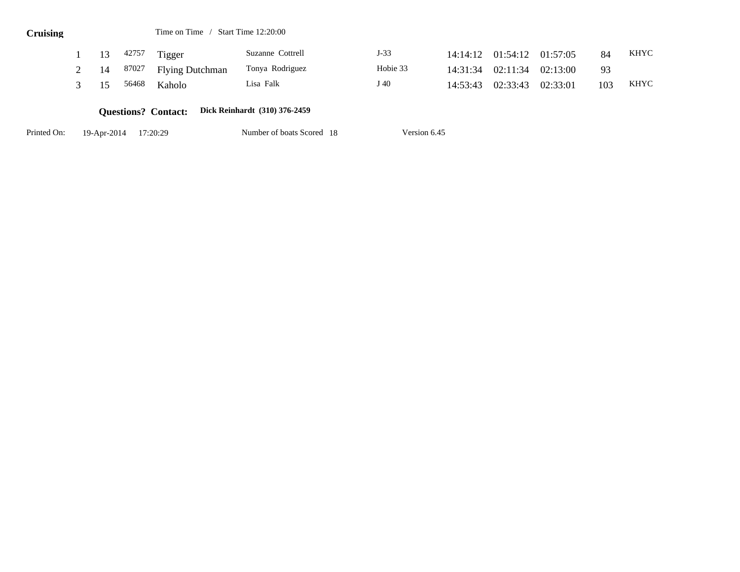**Cruising** Time on Time / Start Time 12:20:00

| | | | | | | | | | | |
|---|---|---|---|---|---|---|---|---|---|---|
| 1 | 13 | 42757 | Tigger | Suzanne Cottrell | J-33 | 14:14:12 | 01:54:12 | 01:57:05 | 84 | KHYC |
| 2 | 14 | 87027 | Flying Dutchman | Tonya Rodriguez | Hobie 33 | 14:31:34 | 02:11:34 | 02:13:00 | 93 | |
| 3 | 15 | 56468 | Kaholo | Lisa Falk | J 40 | 14:53:43 | 02:33:43 | 02:33:01 | 103 | KHYC |

**Questions? Contact:** **Dick Reinhardt (310) 376-2459**

Printed On: 19-Apr-2014 17:20:29 Number of boats Scored 18 Version 6.45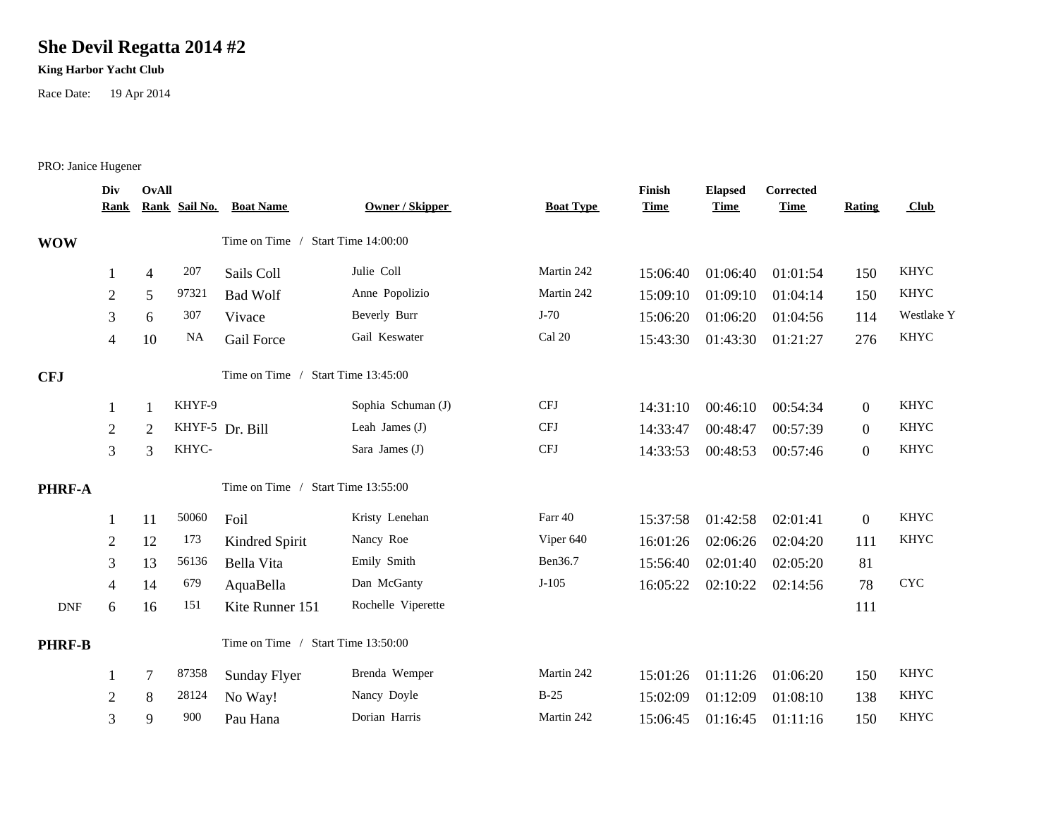# She Devil Regatta 2014 #2

**King Harbor Yacht Club**

Race Date: 19 Apr 2014

PRO: Janice Hugener

| | Div Rank | OvAll Rank | Sail No. | Boat Name | Owner / Skipper | Boat Type | Finish Time | Elapsed Time | Corrected Time | Rating | Club |
|---|---|---|---|---|---|---|---|---|---|---|---|
| **WOW** | | | | Time on Time / Start Time 14:00:00 | | | | | | | |
| | 1 | 4 | 207 | Sails Coll | Julie Coll | Martin 242 | 15:06:40 | 01:06:40 | 01:01:54 | 150 | KHYC |
| | 2 | 5 | 97321 | Bad Wolf | Anne Popolizio | Martin 242 | 15:09:10 | 01:09:10 | 01:04:14 | 150 | KHYC |
| | 3 | 6 | 307 | Vivace | Beverly Burr | J-70 | 15:06:20 | 01:06:20 | 01:04:56 | 114 | Westlake Y |
| | 4 | 10 | NA | Gail Force | Gail Keswater | Cal 20 | 15:43:30 | 01:43:30 | 01:21:27 | 276 | KHYC |
| **CFJ** | | | | Time on Time / Start Time 13:45:00 | | | | | | | |
| | 1 | 1 | KHYF-9 | | Sophia Schuman (J) | CFJ | 14:31:10 | 00:46:10 | 00:54:34 | 0 | KHYC |
| | 2 | 2 | KHYF-5 | Dr. Bill | Leah James (J) | CFJ | 14:33:47 | 00:48:47 | 00:57:39 | 0 | KHYC |
| | 3 | 3 | KHYC- | | Sara James (J) | CFJ | 14:33:53 | 00:48:53 | 00:57:46 | 0 | KHYC |
| **PHRF-A** | | | | Time on Time / Start Time 13:55:00 | | | | | | | |
| | 1 | 11 | 50060 | Foil | Kristy Lenehan | Farr 40 | 15:37:58 | 01:42:58 | 02:01:41 | 0 | KHYC |
| | 2 | 12 | 173 | Kindred Spirit | Nancy Roe | Viper 640 | 16:01:26 | 02:06:26 | 02:04:20 | 111 | KHYC |
| | 3 | 13 | 56136 | Bella Vita | Emily Smith | Ben36.7 | 15:56:40 | 02:01:40 | 02:05:20 | 81 | |
| | 4 | 14 | 679 | AquaBella | Dan McGanty | J-105 | 16:05:22 | 02:10:22 | 02:14:56 | 78 | CYC |
| DNF | 6 | 16 | 151 | Kite Runner 151 | Rochelle Viperette | | | | | 111 | |
| **PHRF-B** | | | | Time on Time / Start Time 13:50:00 | | | | | | | |
| | 1 | 7 | 87358 | Sunday Flyer | Brenda Wemper | Martin 242 | 15:01:26 | 01:11:26 | 01:06:20 | 150 | KHYC |
| | 2 | 8 | 28124 | No Way! | Nancy Doyle | B-25 | 15:02:09 | 01:12:09 | 01:08:10 | 138 | KHYC |
| | 3 | 9 | 900 | Pau Hana | Dorian Harris | Martin 242 | 15:06:45 | 01:16:45 | 01:11:16 | 150 | KHYC |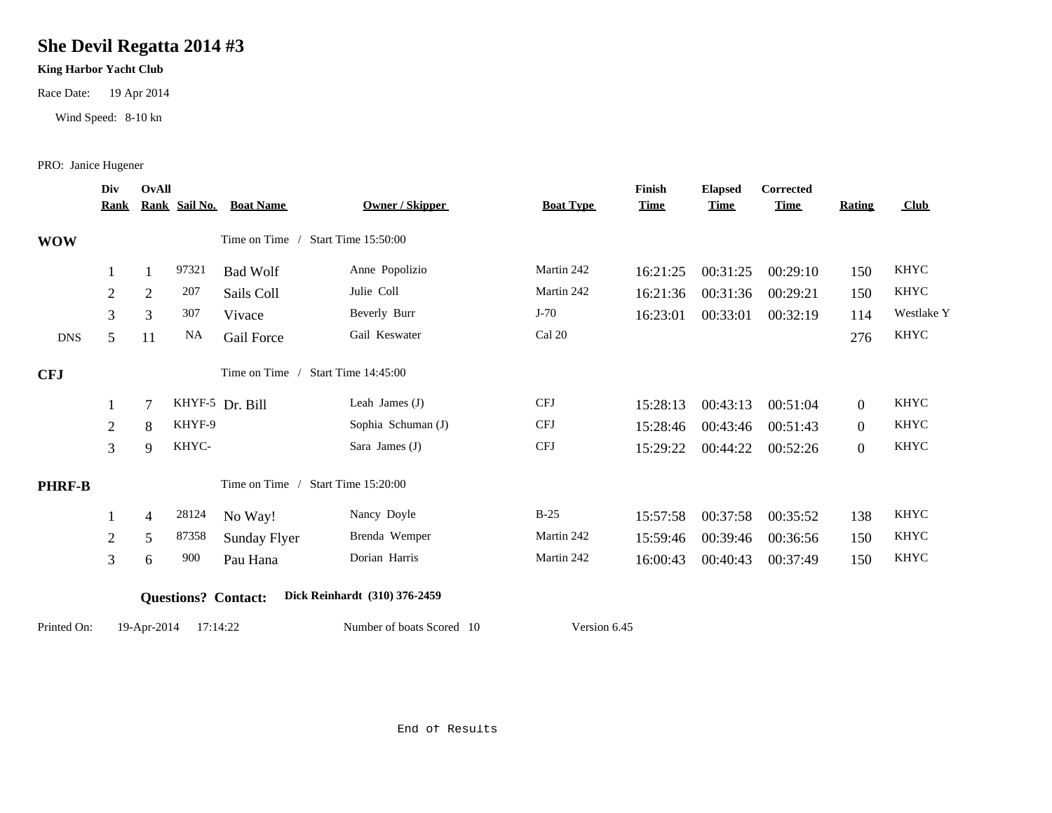# She Devil Regatta 2014 #3

**King Harbor Yacht Club**

Race Date: 19 Apr 2014

Wind Speed: 8-10 kn

PRO: Janice Hugener

| | Div Rank | OvAll Rank | Sail No. | Boat Name | Owner / Skipper | Boat Type | Finish Time | Elapsed Time | Corrected Time | Rating | Club |
|---|---|---|---|---|---|---|---|---|---|---|---|
| **WOW** | | | Time on Time / Start Time 15:50:00 | | | | | | | | |
| | 1 | 1 | 97321 | Bad Wolf | Anne Popolizio | Martin 242 | 16:21:25 | 00:31:25 | 00:29:10 | 150 | KHYC |
| | 2 | 2 | 207 | Sails Coll | Julie Coll | Martin 242 | 16:21:36 | 00:31:36 | 00:29:21 | 150 | KHYC |
| | 3 | 3 | 307 | Vivace | Beverly Burr | J-70 | 16:23:01 | 00:33:01 | 00:32:19 | 114 | Westlake Y |
| DNS | 5 | 11 | NA | Gail Force | Gail Keswater | Cal 20 | | | | 276 | KHYC |
| **CFJ** | | | Time on Time / Start Time 14:45:00 | | | | | | | | |
| | 1 | 7 | KHYF-5 | Dr. Bill | Leah James (J) | CFJ | 15:28:13 | 00:43:13 | 00:51:04 | 0 | KHYC |
| | 2 | 8 | KHYF-9 | | Sophia Schuman (J) | CFJ | 15:28:46 | 00:43:46 | 00:51:43 | 0 | KHYC |
| | 3 | 9 | KHYC- | | Sara James (J) | CFJ | 15:29:22 | 00:44:22 | 00:52:26 | 0 | KHYC |
| **PHRF-B** | | | Time on Time / Start Time 15:20:00 | | | | | | | | |
| | 1 | 4 | 28124 | No Way! | Nancy Doyle | B-25 | 15:57:58 | 00:37:58 | 00:35:52 | 138 | KHYC |
| | 2 | 5 | 87358 | Sunday Flyer | Brenda Wemper | Martin 242 | 15:59:46 | 00:39:46 | 00:36:56 | 150 | KHYC |
| | 3 | 6 | 900 | Pau Hana | Dorian Harris | Martin 242 | 16:00:43 | 00:40:43 | 00:37:49 | 150 | KHYC |

**Questions? Contact:** **Dick Reinhardt (310) 376-2459**

Printed On: 19-Apr-2014 17:14:22 Number of boats Scored 10 Version 6.45

End of Results